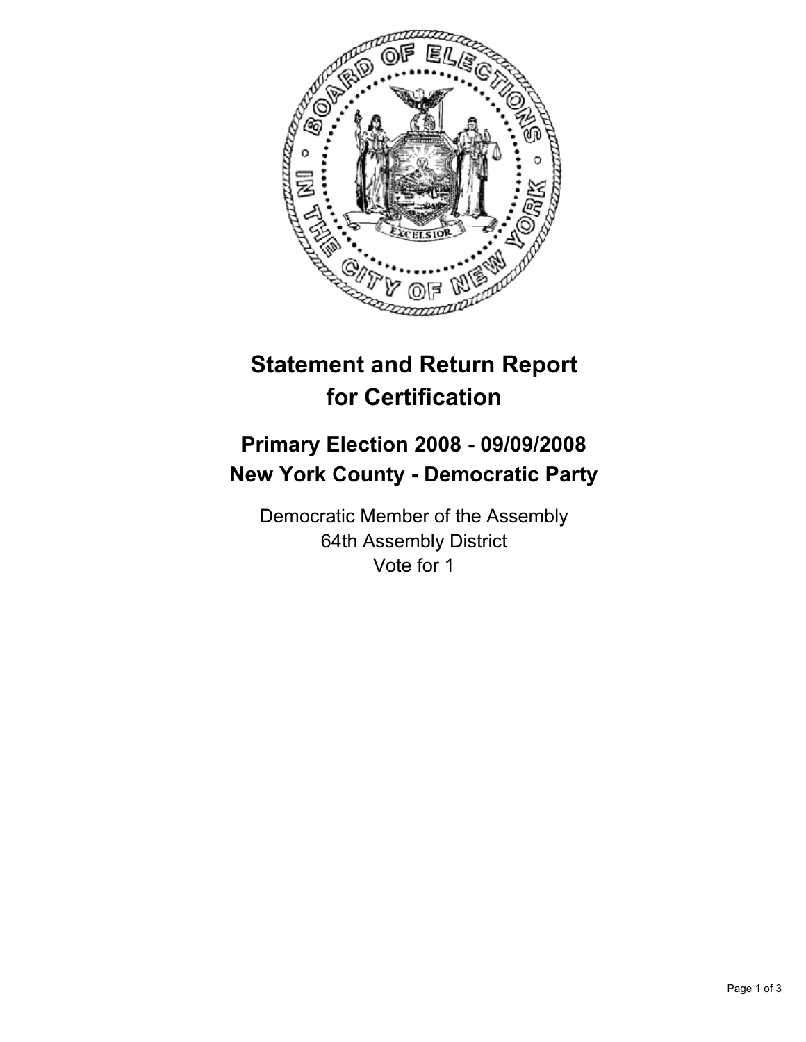# Statement and Return Report for Certification

## Primary Election 2008 - 09/09/2008
## New York County - Democratic Party

Democratic Member of the Assembly
64th Assembly District
Vote for 1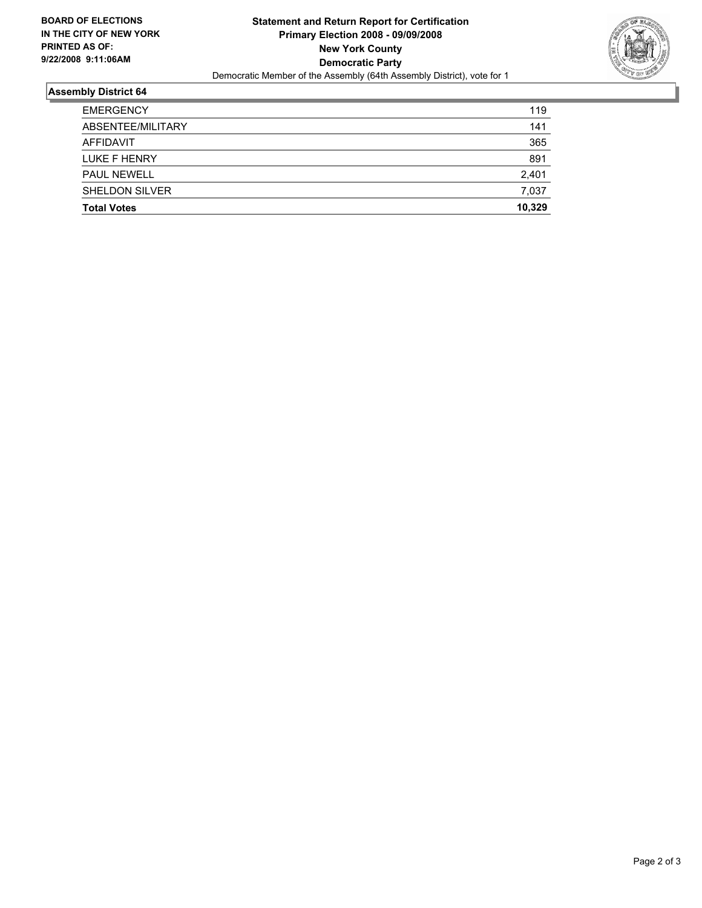**BOARD OF ELECTIONS IN THE CITY OF NEW YORK PRINTED AS OF: 9/22/2008 9:11:06AM**

**Statement and Return Report for Certification**
**Primary Election 2008 - 09/09/2008**
**New York County**
**Democratic Party**
Democratic Member of the Assembly (64th Assembly District), vote for 1

## Assembly District 64

| | |
|---|---|
| EMERGENCY | 119 |
| ABSENTEE/MILITARY | 141 |
| AFFIDAVIT | 365 |
| LUKE F HENRY | 891 |
| PAUL NEWELL | 2,401 |
| SHELDON SILVER | 7,037 |
| **Total Votes** | **10,329** |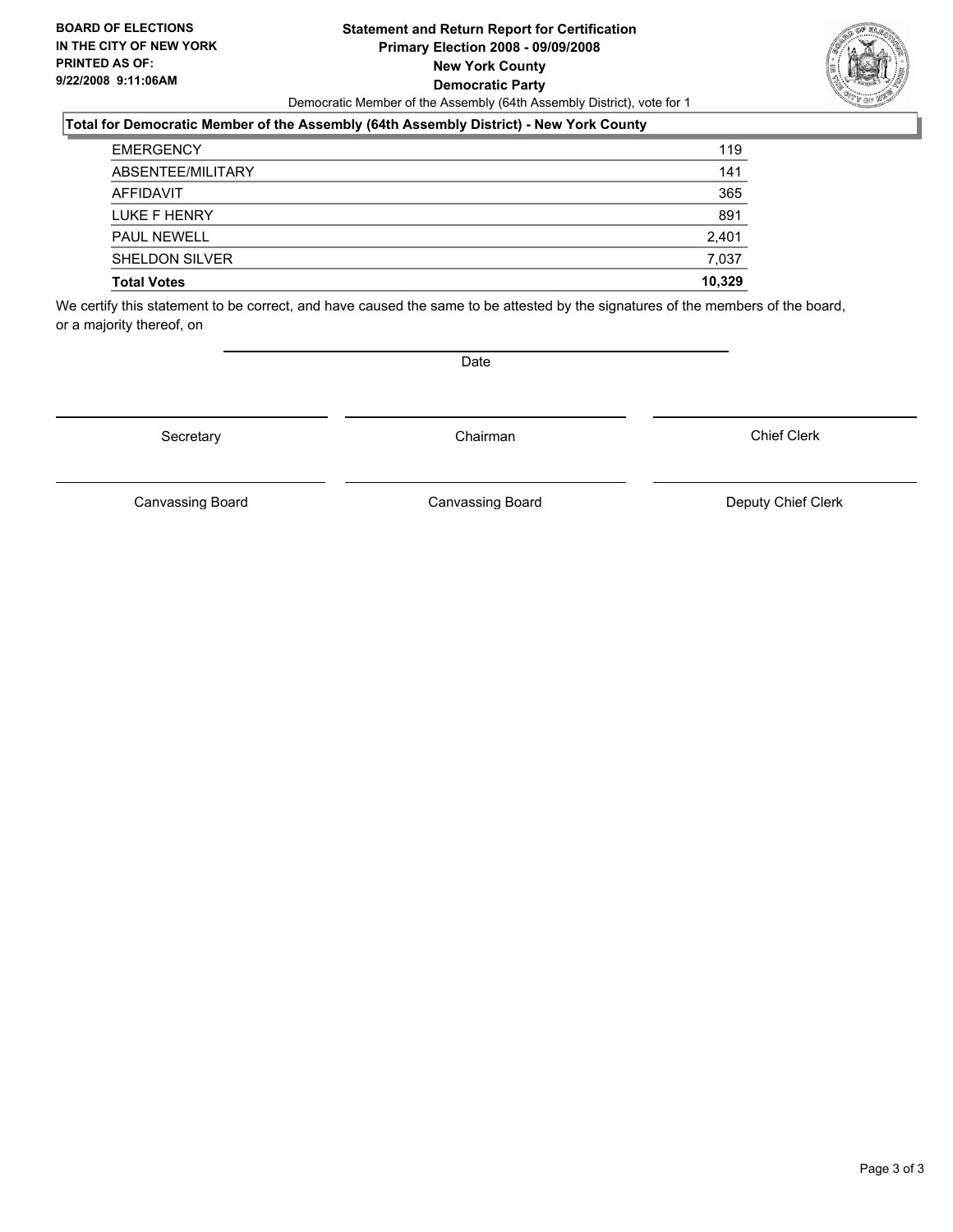**BOARD OF ELECTIONS IN THE CITY OF NEW YORK PRINTED AS OF: 9/22/2008 9:11:06AM**

**Statement and Return Report for Certification**
**Primary Election 2008 - 09/09/2008**
**New York County**
**Democratic Party**

Democratic Member of the Assembly (64th Assembly District), vote for 1

### Total for Democratic Member of the Assembly (64th Assembly District) - New York County

| | |
|---|---|
| EMERGENCY | 119 |
| ABSENTEE/MILITARY | 141 |
| AFFIDAVIT | 365 |
| LUKE F HENRY | 891 |
| PAUL NEWELL | 2,401 |
| SHELDON SILVER | 7,037 |
| **Total Votes** | **10,329** |

We certify this statement to be correct, and have caused the same to be attested by the signatures of the members of the board, or a majority thereof, on

Date

Secretary

Chairman

Chief Clerk

Canvassing Board

Canvassing Board

Deputy Chief Clerk